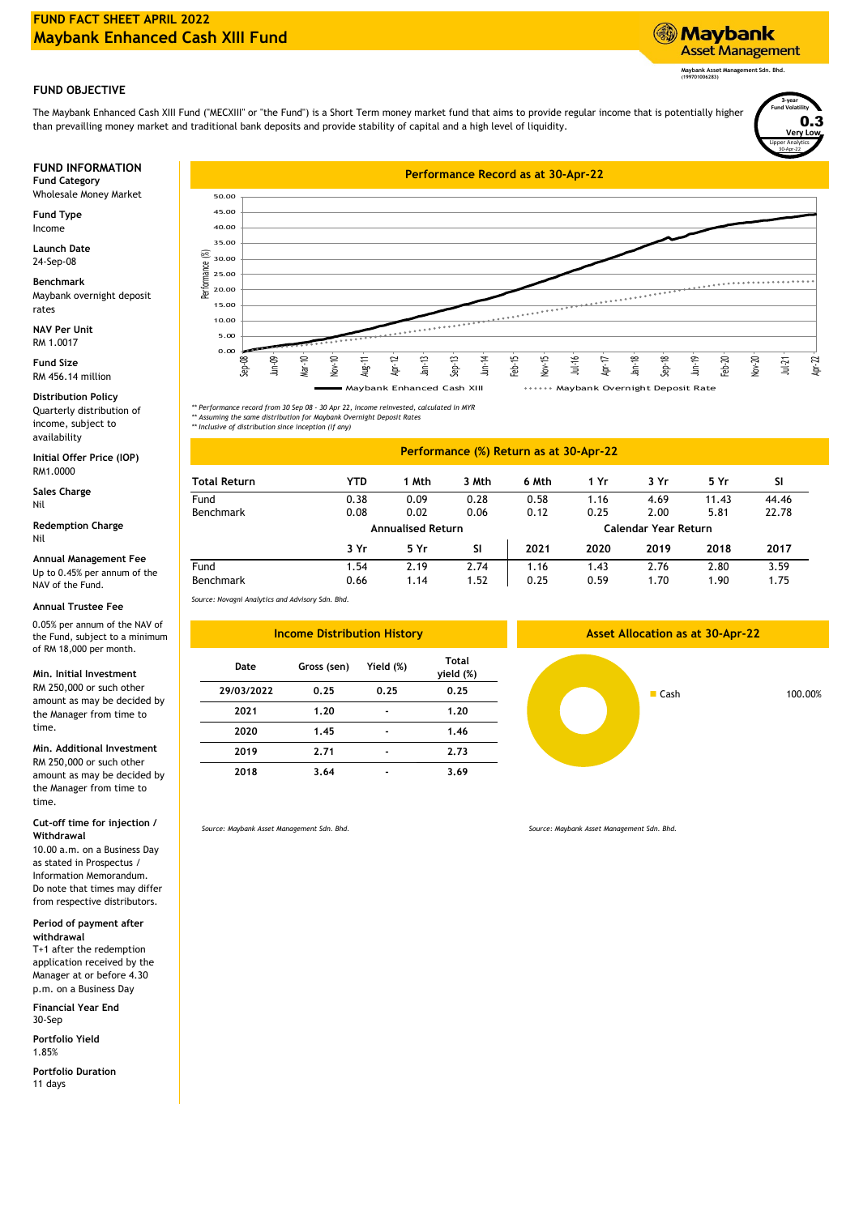# FUND FACT SHEET APRIL 2022

## Maybank Enhanced Cash XIII Fund

Maybank Asset Management

Maybank Asset Management Sdn. Bhd. (199701006283)

## FUND OBJECTIVE

The Maybank Enhanced Cash XIII Fund ("MECXIII" or "the Fund") is a Short Term money market fund that aims to provide regular income that is potentially higher than prevailling money market and traditional bank deposits and provide stability of capital and a high level of liquidity.

3-year Fund Volatility **0.3** Very Low
Lipper Analytics 30-Apr-22

## FUND INFORMATION

**Fund Category**
Wholesale Money Market

**Fund Type**
Income

**Launch Date**
24-Sep-08

**Benchmark**
Maybank overnight deposit rates

**NAV Per Unit**
RM 1.0017

**Fund Size**
RM 456.14 million

**Distribution Policy**
Quarterly distribution of income, subject to availability

**Initial Offer Price (IOP)**
RM1.0000

**Sales Charge**
Nil

**Redemption Charge**
Nil

**Annual Management Fee**
Up to 0.45% per annum of the NAV of the Fund.

**Annual Trustee Fee**
0.05% per annum of the NAV of the Fund, subject to a minimum of RM 18,000 per month.

**Min. Initial Investment**
RM 250,000 or such other amount as may be decided by the Manager from time to time.

**Min. Additional Investment**
RM 250,000 or such other amount as may be decided by the Manager from time to time.

**Cut-off time for injection / Withdrawal**
10.00 a.m. on a Business Day as stated in Prospectus / Information Memorandum. Do note that times may differ from respective distributors.

**Period of payment after withdrawal**
T+1 after the redemption application received by the Manager at or before 4.30 p.m. on a Business Day

**Financial Year End**
30-Sep

**Portfolio Yield**
1.85%

**Portfolio Duration**
11 days

## Performance Record as at 30-Apr-22

*\*\* Performance record from 30 Sep 08 - 30 Apr 22, income reinvested, calculated in MYR*
*\*\* Assuming the same distribution for Maybank Overnight Deposit Rates*
*\*\* Inclusive of distribution since inception (if any)*

## Performance (%) Return as at 30-Apr-22

| Total Return | YTD | 1 Mth | 3 Mth | 6 Mth | 1 Yr | 3 Yr | 5 Yr | SI |
|---|---|---|---|---|---|---|---|---|
| Fund | 0.38 | 0.09 | 0.28 | 0.58 | 1.16 | 4.69 | 11.43 | 44.46 |
| Benchmark | 0.08 | 0.02 | 0.06 | 0.12 | 0.25 | 2.00 | 5.81 | 22.78 |

| | Annualised Return | | | Calendar Year Return | | | | |
|---|---|---|---|---|---|---|---|---|
| | 3 Yr | 5 Yr | SI | 2021 | 2020 | 2019 | 2018 | 2017 |
| Fund | 1.54 | 2.19 | 2.74 | 1.16 | 1.43 | 2.76 | 2.80 | 3.59 |
| Benchmark | 0.66 | 1.14 | 1.52 | 0.25 | 0.59 | 1.70 | 1.90 | 1.75 |

*Source: Novagni Analytics and Advisory Sdn. Bhd.*

## Income Distribution History

| Date | Gross (sen) | Yield (%) | Total yield (%) |
|---|---|---|---|
| 29/03/2022 | 0.25 | 0.25 | 0.25 |
| 2021 | 1.20 | - | 1.20 |
| 2020 | 1.45 | - | 1.46 |
| 2019 | 2.71 | - | 2.73 |
| 2018 | 3.64 | - | 3.69 |

*Source: Maybank Asset Management Sdn. Bhd.*

## Asset Allocation as at 30-Apr-22

| Asset | Allocation |
|---|---|
| Cash | 100.00% |

*Source: Maybank Asset Management Sdn. Bhd.*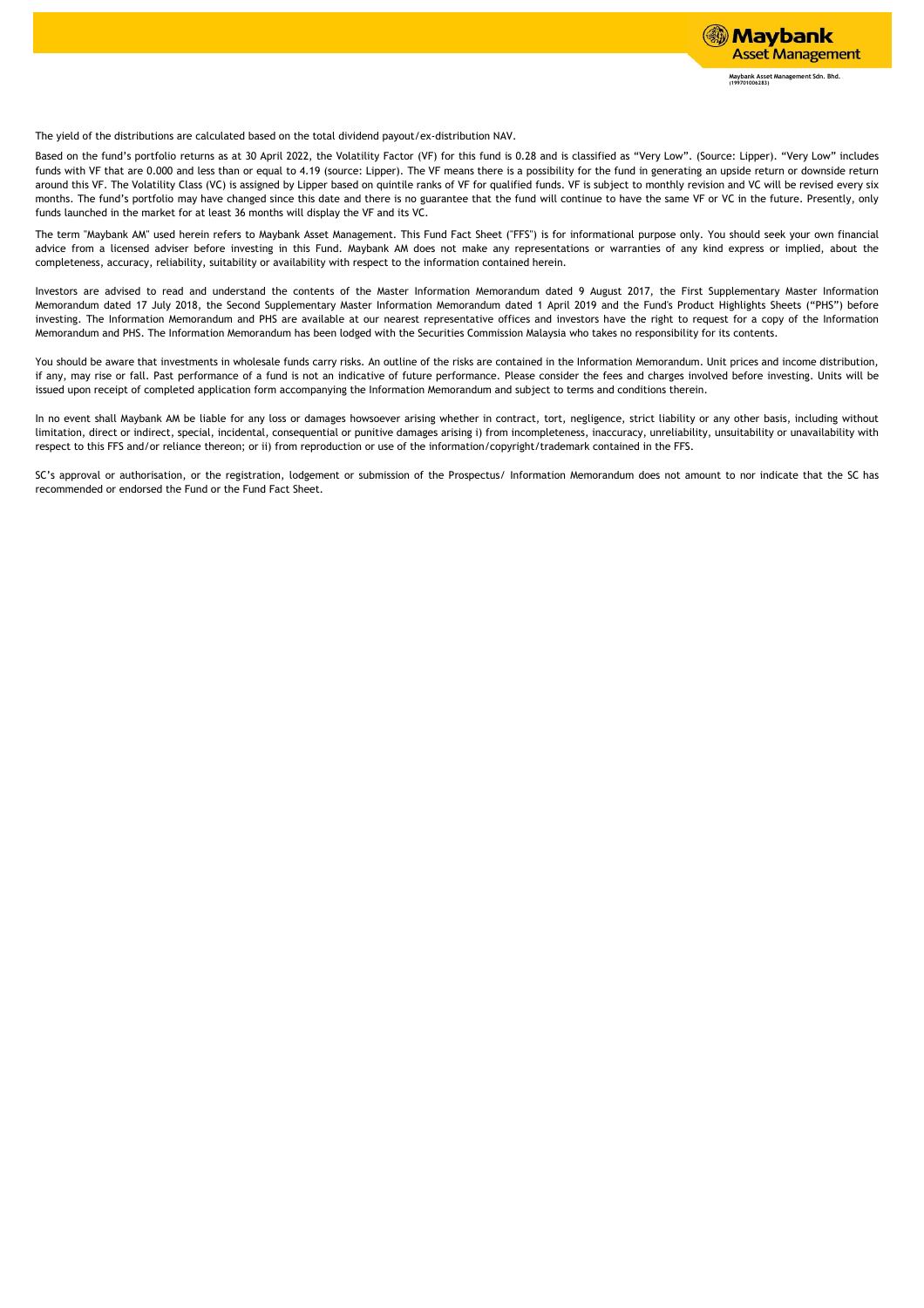The yield of the distributions are calculated based on the total dividend payout/ex-distribution NAV.

Based on the fund's portfolio returns as at 30 April 2022, the Volatility Factor (VF) for this fund is 0.28 and is classified as "Very Low". (Source: Lipper). "Very Low" includes funds with VF that are 0.000 and less than or equal to 4.19 (source: Lipper). The VF means there is a possibility for the fund in generating an upside return or downside return around this VF. The Volatility Class (VC) is assigned by Lipper based on quintile ranks of VF for qualified funds. VF is subject to monthly revision and VC will be revised every six months. The fund's portfolio may have changed since this date and there is no guarantee that the fund will continue to have the same VF or VC in the future. Presently, only funds launched in the market for at least 36 months will display the VF and its VC.

The term "Maybank AM" used herein refers to Maybank Asset Management. This Fund Fact Sheet ("FFS") is for informational purpose only. You should seek your own financial advice from a licensed adviser before investing in this Fund. Maybank AM does not make any representations or warranties of any kind express or implied, about the completeness, accuracy, reliability, suitability or availability with respect to the information contained herein.

Investors are advised to read and understand the contents of the Master Information Memorandum dated 9 August 2017, the First Supplementary Master Information Memorandum dated 17 July 2018, the Second Supplementary Master Information Memorandum dated 1 April 2019 and the Fund's Product Highlights Sheets ("PHS") before investing. The Information Memorandum and PHS are available at our nearest representative offices and investors have the right to request for a copy of the Information Memorandum and PHS. The Information Memorandum has been lodged with the Securities Commission Malaysia who takes no responsibility for its contents.

You should be aware that investments in wholesale funds carry risks. An outline of the risks are contained in the Information Memorandum. Unit prices and income distribution, if any, may rise or fall. Past performance of a fund is not an indicative of future performance. Please consider the fees and charges involved before investing. Units will be issued upon receipt of completed application form accompanying the Information Memorandum and subject to terms and conditions therein.

In no event shall Maybank AM be liable for any loss or damages howsoever arising whether in contract, tort, negligence, strict liability or any other basis, including without limitation, direct or indirect, special, incidental, consequential or punitive damages arising i) from incompleteness, inaccuracy, unreliability, unsuitability or unavailability with respect to this FFS and/or reliance thereon; or ii) from reproduction or use of the information/copyright/trademark contained in the FFS.

SC's approval or authorisation, or the registration, lodgement or submission of the Prospectus/ Information Memorandum does not amount to nor indicate that the SC has recommended or endorsed the Fund or the Fund Fact Sheet.